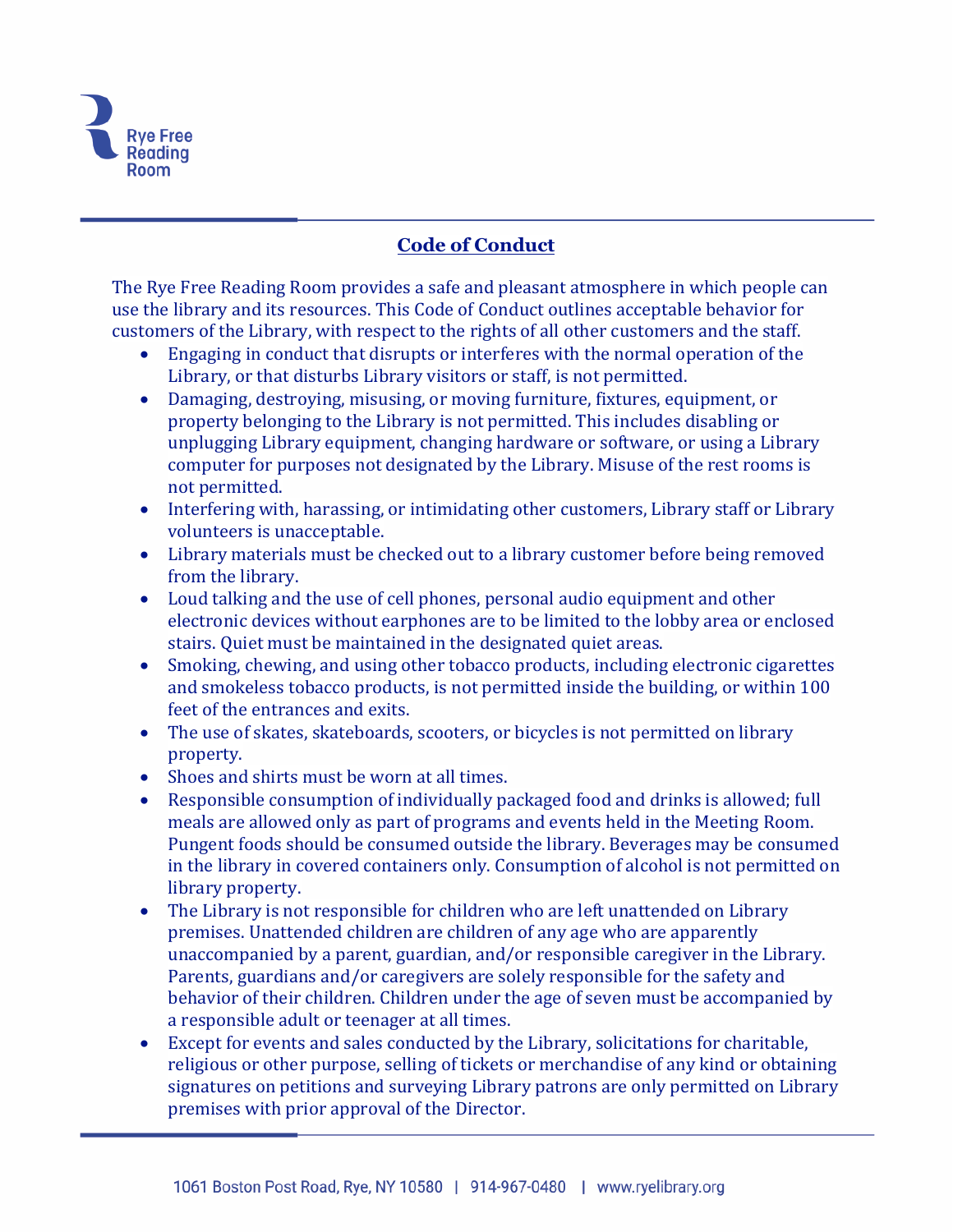Rye Free Reading Room

## Code of Conduct

The Rye Free Reading Room provides a safe and pleasant atmosphere in which people can use the library and its resources. This Code of Conduct outlines acceptable behavior for customers of the Library, with respect to the rights of all other customers and the staff.

- Engaging in conduct that disrupts or interferes with the normal operation of the Library, or that disturbs Library visitors or staff, is not permitted.
- Damaging, destroying, misusing, or moving furniture, fixtures, equipment, or property belonging to the Library is not permitted. This includes disabling or unplugging Library equipment, changing hardware or software, or using a Library computer for purposes not designated by the Library. Misuse of the rest rooms is not permitted.
- Interfering with, harassing, or intimidating other customers, Library staff or Library volunteers is unacceptable.
- Library materials must be checked out to a library customer before being removed from the library.
- Loud talking and the use of cell phones, personal audio equipment and other electronic devices without earphones are to be limited to the lobby area or enclosed stairs. Quiet must be maintained in the designated quiet areas.
- Smoking, chewing, and using other tobacco products, including electronic cigarettes and smokeless tobacco products, is not permitted inside the building, or within 100 feet of the entrances and exits.
- The use of skates, skateboards, scooters, or bicycles is not permitted on library property.
- Shoes and shirts must be worn at all times.
- Responsible consumption of individually packaged food and drinks is allowed; full meals are allowed only as part of programs and events held in the Meeting Room. Pungent foods should be consumed outside the library. Beverages may be consumed in the library in covered containers only. Consumption of alcohol is not permitted on library property.
- The Library is not responsible for children who are left unattended on Library premises. Unattended children are children of any age who are apparently unaccompanied by a parent, guardian, and/or responsible caregiver in the Library. Parents, guardians and/or caregivers are solely responsible for the safety and behavior of their children. Children under the age of seven must be accompanied by a responsible adult or teenager at all times.
- Except for events and sales conducted by the Library, solicitations for charitable, religious or other purpose, selling of tickets or merchandise of any kind or obtaining signatures on petitions and surveying Library patrons are only permitted on Library premises with prior approval of the Director.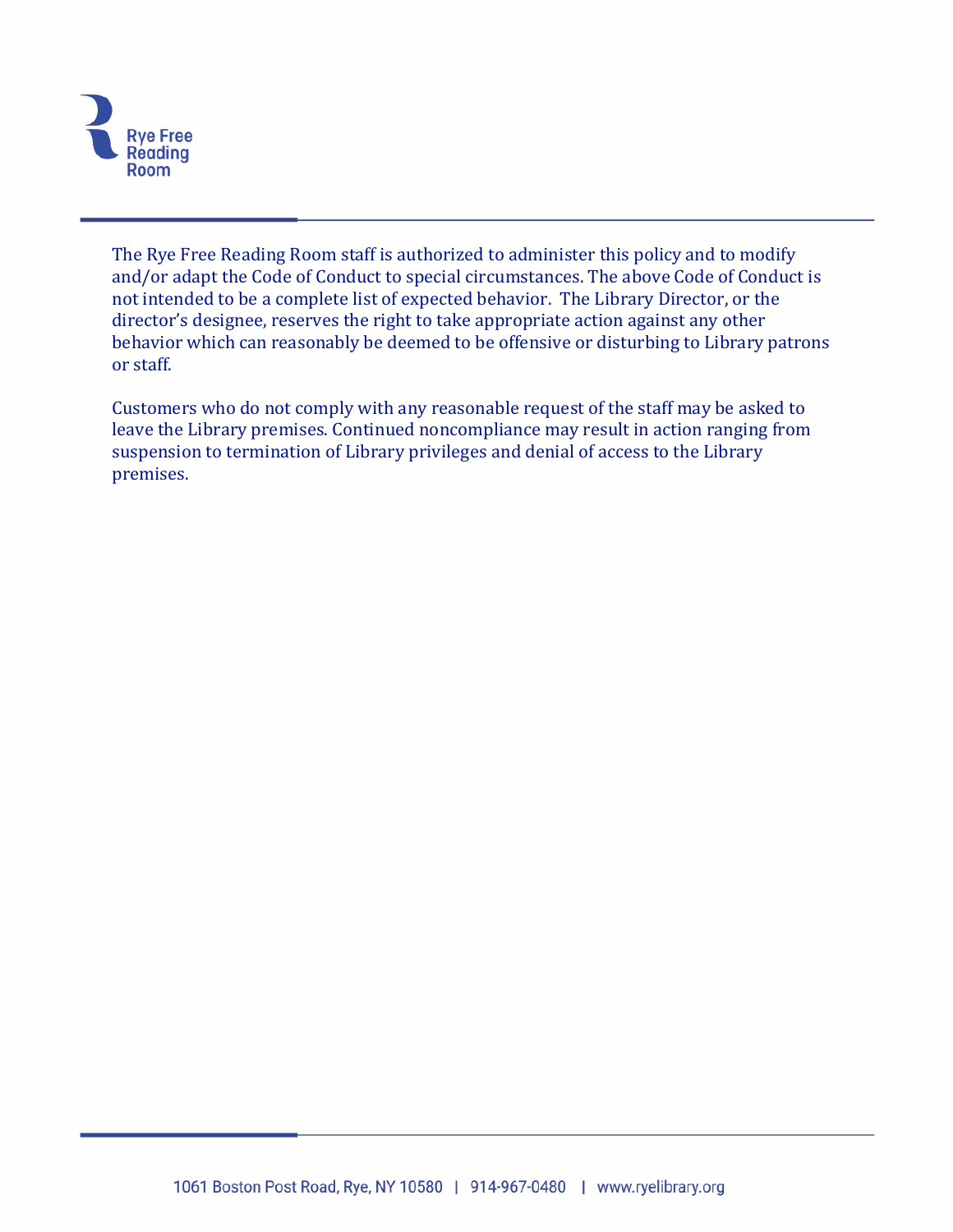The Rye Free Reading Room staff is authorized to administer this policy and to modify and/or adapt the Code of Conduct to special circumstances. The above Code of Conduct is not intended to be a complete list of expected behavior.  The Library Director, or the director's designee, reserves the right to take appropriate action against any other behavior which can reasonably be deemed to be offensive or disturbing to Library patrons or staff.

Customers who do not comply with any reasonable request of the staff may be asked to leave the Library premises. Continued noncompliance may result in action ranging from suspension to termination of Library privileges and denial of access to the Library premises.